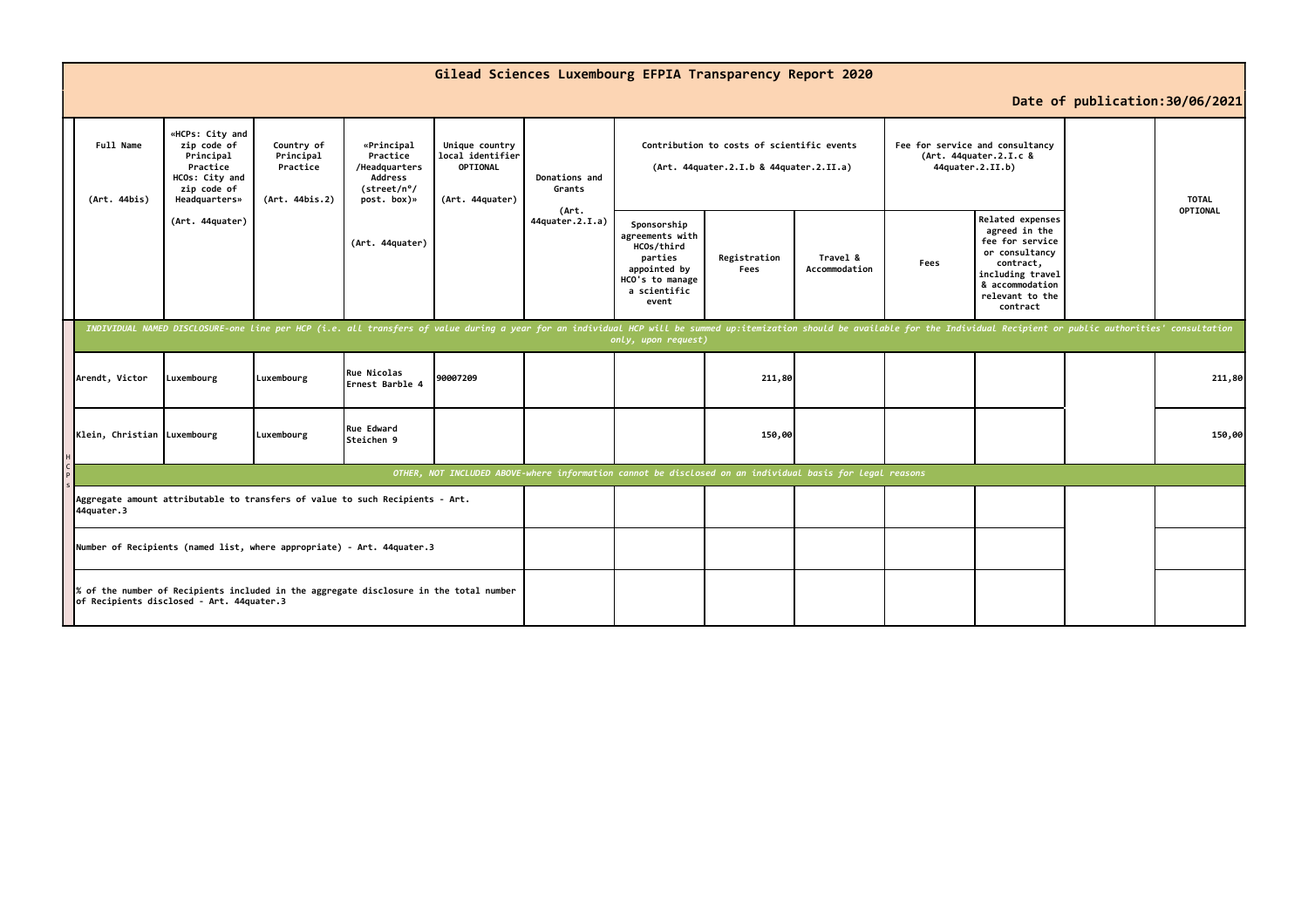# Gilead Sciences Luxembourg EFPIA Transparency Report 2020

**Date of publication:30/06/2021**

| | Full Name (Art. 44bis) | «HCPs: City and zip code of Principal Practice HCOs: City and zip code of Headquarters» (Art. 44quater) | Country of Principal Practice (Art. 44bis.2) | «Principal Practice /Headquarters Address (street/n°/ post. box)» (Art. 44quater) | Unique country local identifier OPTIONAL (Art. 44quater) | Donations and Grants (Art. 44quater.2.I.a) | Contribution to costs of scientific events (Art. 44quater.2.I.b & 44quater.2.II.a) | | | Fee for service and consultancy (Art. 44quater.2.I.c & 44quater.2.II.b) | | | TOTAL OPTIONAL |
|---|---|---|---|---|---|---|---|---|---|---|---|---|---|
| | | | | | | | Sponsorship agreements with HCOs/third parties appointed by HCO's to manage a scientific event | Registration Fees | Travel & Accommodation | Fees | Related expenses agreed in the fee for service or consultancy contract, including travel & accommodation relevant to the contract | | |
| HCPs | *INDIVIDUAL NAMED DISCLOSURE-one line per HCP (i.e. all transfers of value during a year for an individual HCP will be summed up:itemization should be available for the Individual Recipient or public authorities' consultation only, upon request)* | | | | | | | | | | | | |
| | Arendt, Victor | Luxembourg | Luxembourg | Rue Nicolas Ernest Barble 4 | 90007209 | | | 211,80 | | | | | 211,80 |
| | Klein, Christian | Luxembourg | Luxembourg | Rue Edward Steichen 9 | | | | 150,00 | | | | | 150,00 |
| | *OTHER, NOT INCLUDED ABOVE-where information cannot be disclosed on an individual basis for legal reasons* | | | | | | | | | | | | |
| | Aggregate amount attributable to transfers of value to such Recipients - Art. 44quater.3 | | | | | | | | | | | | |
| | Number of Recipients (named list, where appropriate) - Art. 44quater.3 | | | | | | | | | | | | |
| | % of the number of Recipients included in the aggregate disclosure in the total number of Recipients disclosed - Art. 44quater.3 | | | | | | | | | | | | |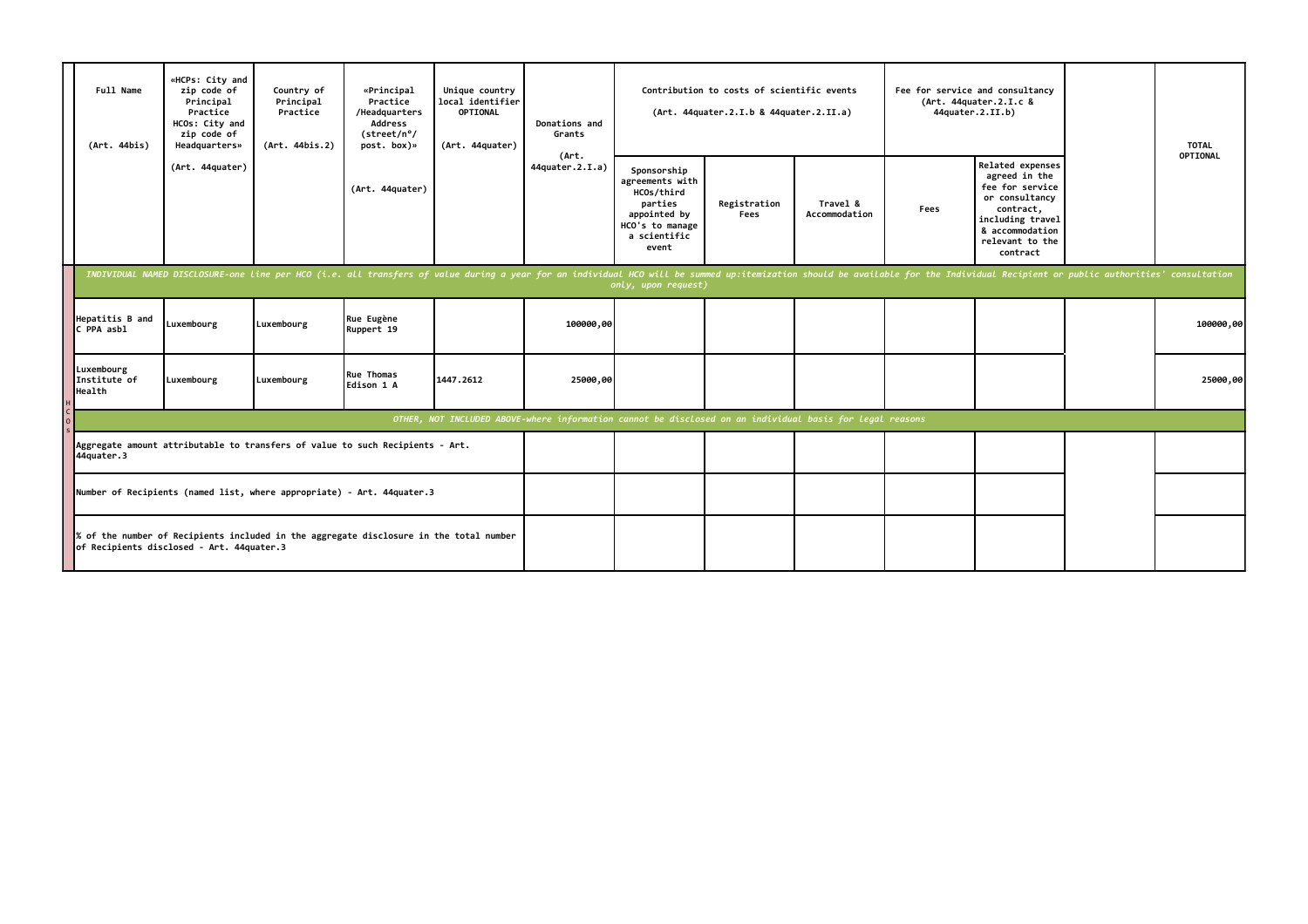| Full Name (Art. 44bis) | «HCPs: City and zip code of Principal Practice HCOs: City and zip code of Headquarters» (Art. 44quater) | Country of Principal Practice (Art. 44bis.2) | «Principal Practice /Headquarters Address (street/n°/ post. box)» (Art. 44quater) | Unique country local identifier OPTIONAL (Art. 44quater) | Donations and Grants (Art. 44quater.2.I.a) | Contribution to costs of scientific events (Art. 44quater.2.I.b & 44quater.2.II.a) | | | Fee for service and consultancy (Art. 44quater.2.I.c & 44quater.2.II.b) | | | TOTAL OPTIONAL |
|---|---|---|---|---|---|---|---|---|---|---|---|---|
| | | | | | | Sponsorship agreements with HCOs/third parties appointed by HCO's to manage a scientific event | Registration Fees | Travel & Accommodation | Fees | Related expenses agreed in the fee for service or consultancy contract, including travel & accommodation relevant to the contract | | |
| *INDIVIDUAL NAMED DISCLOSURE-one line per HCO (i.e. all transfers of value during a year for an individual HCO will be summed up:itemization should be available for the Individual Recipient or public authorities' consultation only, upon request)* | | | | | | | | | | | | |
| Hepatitis B and C PPA asbl | Luxembourg | Luxembourg | Rue Eugène Ruppert 19 | | 100000,00 | | | | | | | 100000,00 |
| Luxembourg Institute of Health | Luxembourg | Luxembourg | Rue Thomas Edison 1 A | 1447.2612 | 25000,00 | | | | | | | 25000,00 |
| *OTHER, NOT INCLUDED ABOVE-where information cannot be disclosed on an individual basis for legal reasons* | | | | | | | | | | | | |
| Aggregate amount attributable to transfers of value to such Recipients - Art. 44quater.3 | | | | | | | | | | | | |
| Number of Recipients (named list, where appropriate) - Art. 44quater.3 | | | | | | | | | | | | |
| % of the number of Recipients included in the aggregate disclosure in the total number of Recipients disclosed - Art. 44quater.3 | | | | | | | | | | | | |

HCOs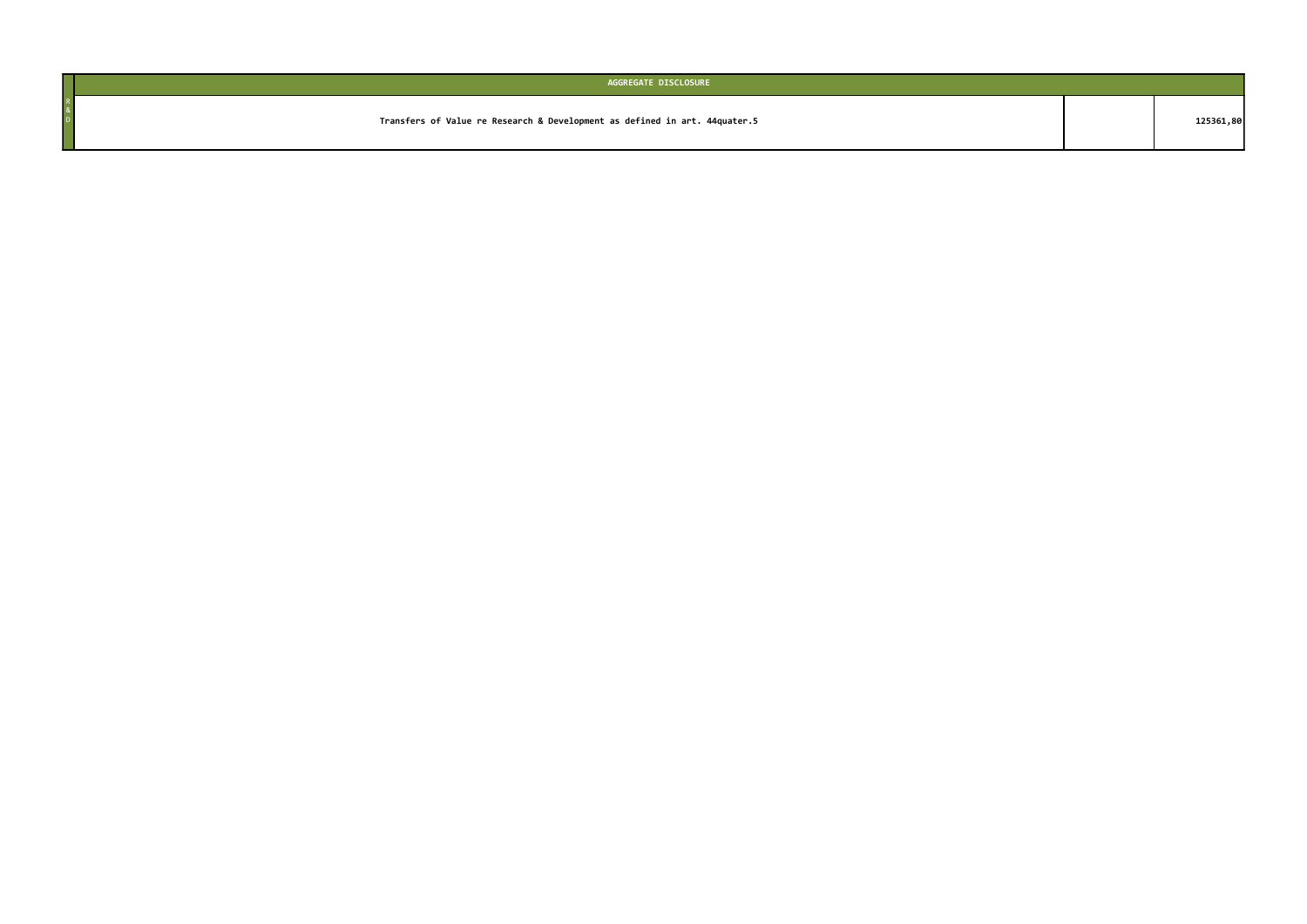| | | | |
|---|---|---|---|
| | AGGREGATE DISCLOSURE | | |
| R & D | **Transfers of Value re Research & Development as defined in art. 44quater.5** | | **125361,80** |